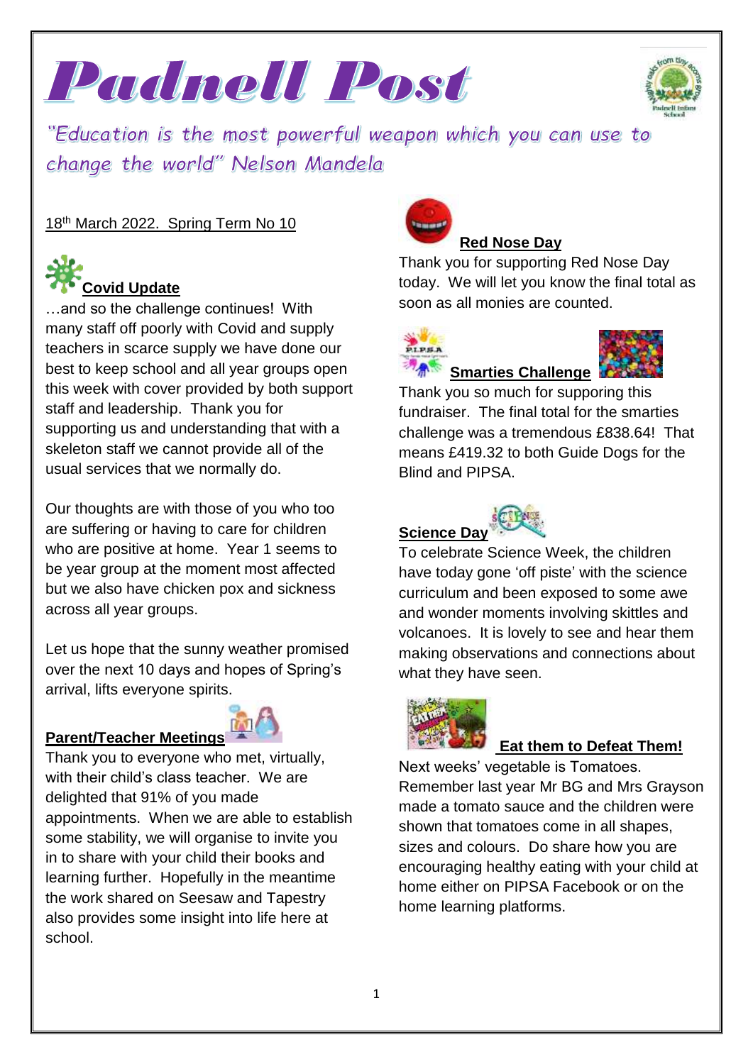# Padnell Post

*"Education is the most powerful weapon which you can use to change the world" Nelson Mandela*

18th March 2022. Spring Term No 10

## Covid Update

…and so the challenge continues! With many staff off poorly with Covid and supply teachers in scarce supply we have done our best to keep school and all year groups open this week with cover provided by both support staff and leadership. Thank you for supporting us and understanding that with a skeleton staff we cannot provide all of the usual services that we normally do.

Our thoughts are with those of you who too are suffering or having to care for children who are positive at home. Year 1 seems to be year group at the moment most affected but we also have chicken pox and sickness across all year groups.

Let us hope that the sunny weather promised over the next 10 days and hopes of Spring's arrival, lifts everyone spirits.

## Parent/Teacher Meetings

Thank you to everyone who met, virtually, with their child's class teacher. We are delighted that 91% of you made appointments. When we are able to establish some stability, we will organise to invite you in to share with your child their books and learning further. Hopefully in the meantime the work shared on Seesaw and Tapestry also provides some insight into life here at school.

## Red Nose Day

Thank you for supporting Red Nose Day today. We will let you know the final total as soon as all monies are counted.

## Smarties Challenge

Thank you so much for supporing this fundraiser. The final total for the smarties challenge was a tremendous £838.64! That means £419.32 to both Guide Dogs for the Blind and PIPSA.

## Science Day

To celebrate Science Week, the children have today gone 'off piste' with the science curriculum and been exposed to some awe and wonder moments involving skittles and volcanoes. It is lovely to see and hear them making observations and connections about what they have seen.

## Eat them to Defeat Them!

Next weeks' vegetable is Tomatoes. Remember last year Mr BG and Mrs Grayson made a tomato sauce and the children were shown that tomatoes come in all shapes, sizes and colours. Do share how you are encouraging healthy eating with your child at home either on PIPSA Facebook or on the home learning platforms.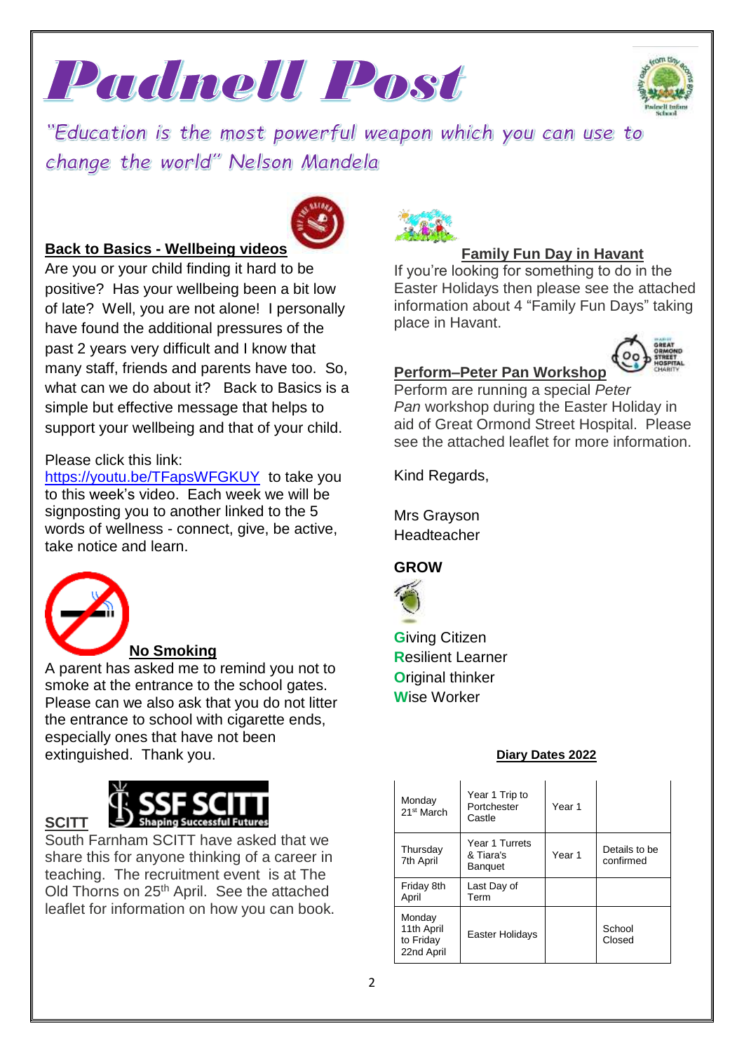# Padnell Post

*"Education is the most powerful weapon which you can use to change the world" Nelson Mandela*

**Back to Basics - Wellbeing videos**

Are you or your child finding it hard to be positive? Has your wellbeing been a bit low of late? Well, you are not alone! I personally have found the additional pressures of the past 2 years very difficult and I know that many staff, friends and parents have too. So, what can we do about it? Back to Basics is a simple but effective message that helps to support your wellbeing and that of your child.

Please click this link: https://youtu.be/TFapsWFGKUY to take you to this week's video. Each week we will be signposting you to another linked to the 5 words of wellness - connect, give, be active, take notice and learn.

**No Smoking**

A parent has asked me to remind you not to smoke at the entrance to the school gates. Please can we also ask that you do not litter the entrance to school with cigarette ends, especially ones that have not been extinguished. Thank you.

**SCITT**

South Farnham SCITT have asked that we share this for anyone thinking of a career in teaching. The recruitment event is at The Old Thorns on 25th April. See the attached leaflet for information on how you can book.

**Family Fun Day in Havant**

If you're looking for something to do in the Easter Holidays then please see the attached information about 4 "Family Fun Days" taking place in Havant.

**Perform–Peter Pan Workshop**

Perform are running a special *Peter Pan* workshop during the Easter Holiday in aid of Great Ormond Street Hospital. Please see the attached leaflet for more information.

Kind Regards,

Mrs Grayson
Headteacher

**GROW**

**G**iving Citizen
**R**esilient Learner
**O**riginal thinker
**W**ise Worker

**Diary Dates 2022**

| | | | |
|---|---|---|---|
| Monday 21st March | Year 1 Trip to Portchester Castle | Year 1 | |
| Thursday 7th April | Year 1 Turrets & Tiara's Banquet | Year 1 | Details to be confirmed |
| Friday 8th April | Last Day of Term | | |
| Monday 11th April to Friday 22nd April | Easter Holidays | | School Closed |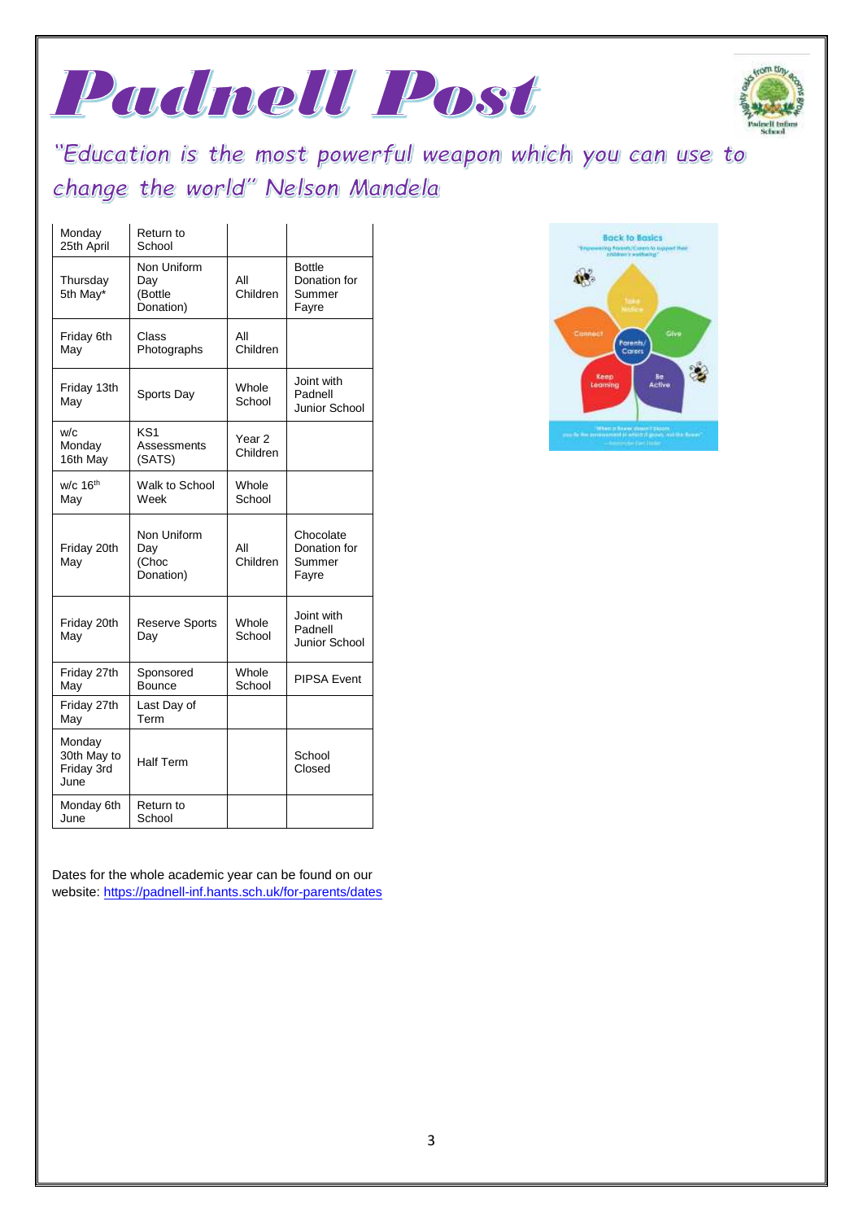# Padnell Post

*"Education is the most powerful weapon which you can use to change the world" Nelson Mandela*

| | | | |
|---|---|---|---|
| Monday 25th April | Return to School | | |
| Thursday 5th May* | Non Uniform Day (Bottle Donation) | All Children | Bottle Donation for Summer Fayre |
| Friday 6th May | Class Photographs | All Children | |
| Friday 13th May | Sports Day | Whole School | Joint with Padnell Junior School |
| w/c Monday 16th May | KS1 Assessments (SATS) | Year 2 Children | |
| w/c 16th May | Walk to School Week | Whole School | |
| Friday 20th May | Non Uniform Day (Choc Donation) | All Children | Chocolate Donation for Summer Fayre |
| Friday 20th May | Reserve Sports Day | Whole School | Joint with Padnell Junior School |
| Friday 27th May | Sponsored Bounce | Whole School | PIPSA Event |
| Friday 27th May | Last Day of Term | | |
| Monday 30th May to Friday 3rd June | Half Term | | School Closed |
| Monday 6th June | Return to School | | |

Dates for the whole academic year can be found on our website: https://padnell-inf.hants.sch.uk/for-parents/dates